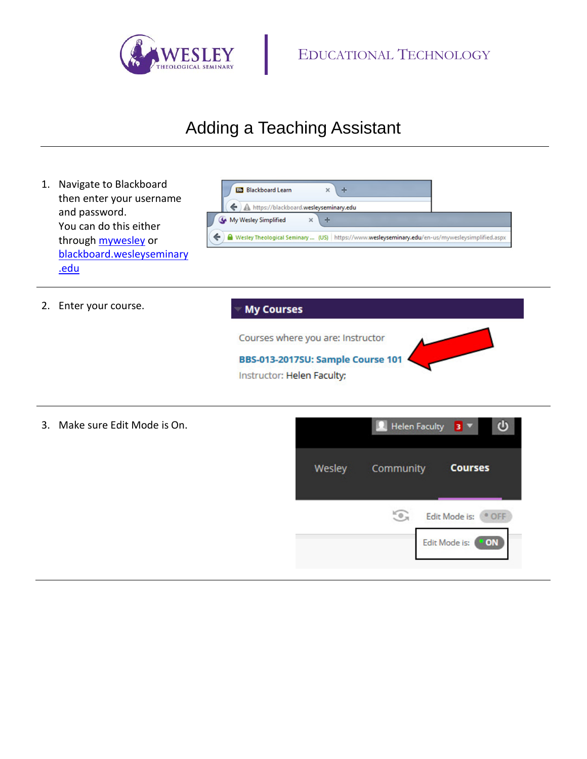WESLEY THEOLOGICAL SEMINARY | EDUCATIONAL TECHNOLOGY

# Adding a Teaching Assistant

1. Navigate to Blackboard then enter your username and password.
   You can do this either through mywesley or blackboard.wesleyseminary.edu

2. Enter your course.

3. Make sure Edit Mode is On.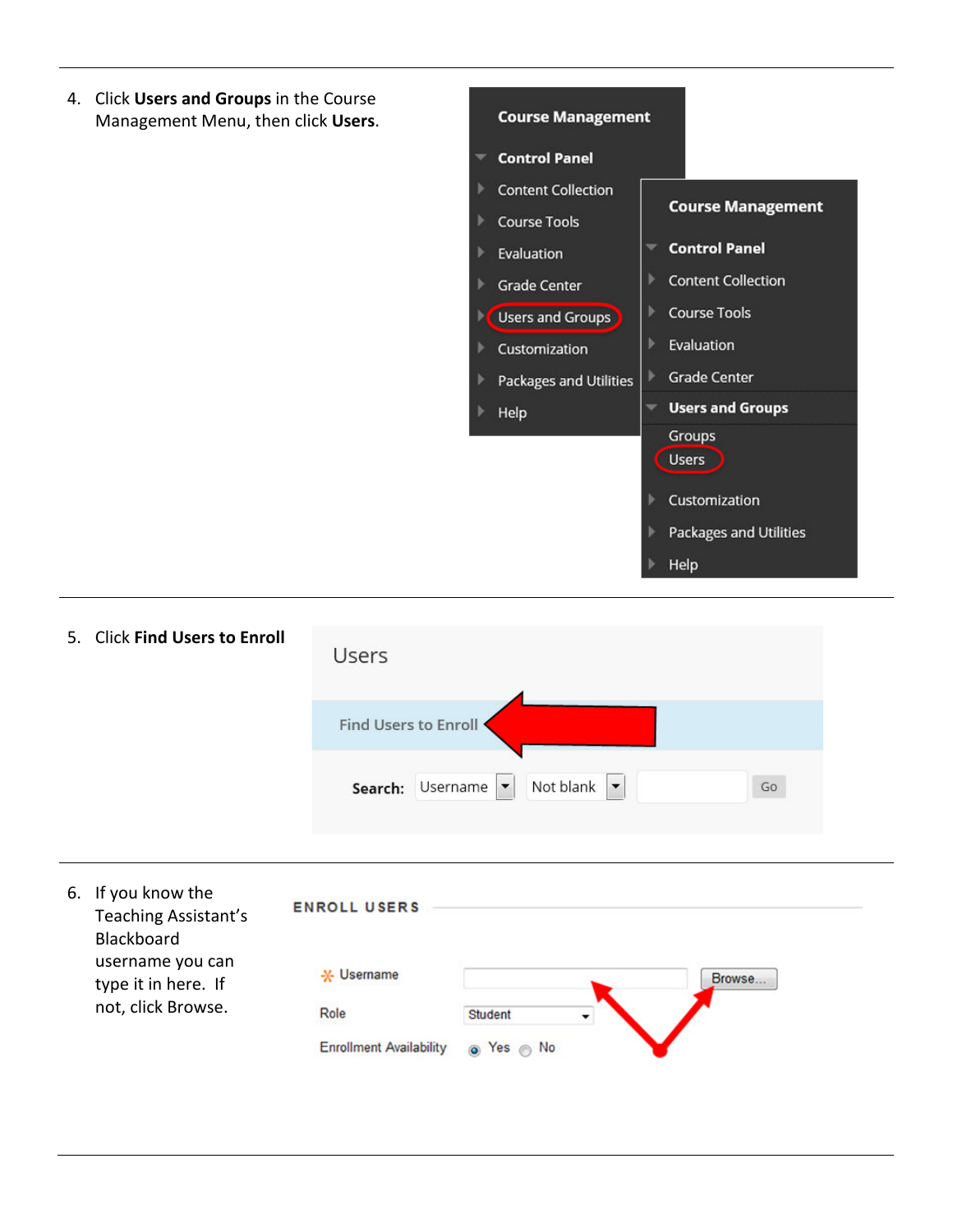4. Click **Users and Groups** in the Course Management Menu, then click **Users**.

---

5. Click **Find Users to Enroll**

---

6. If you know the Teaching Assistant's Blackboard username you can type it in here. If not, click Browse.

---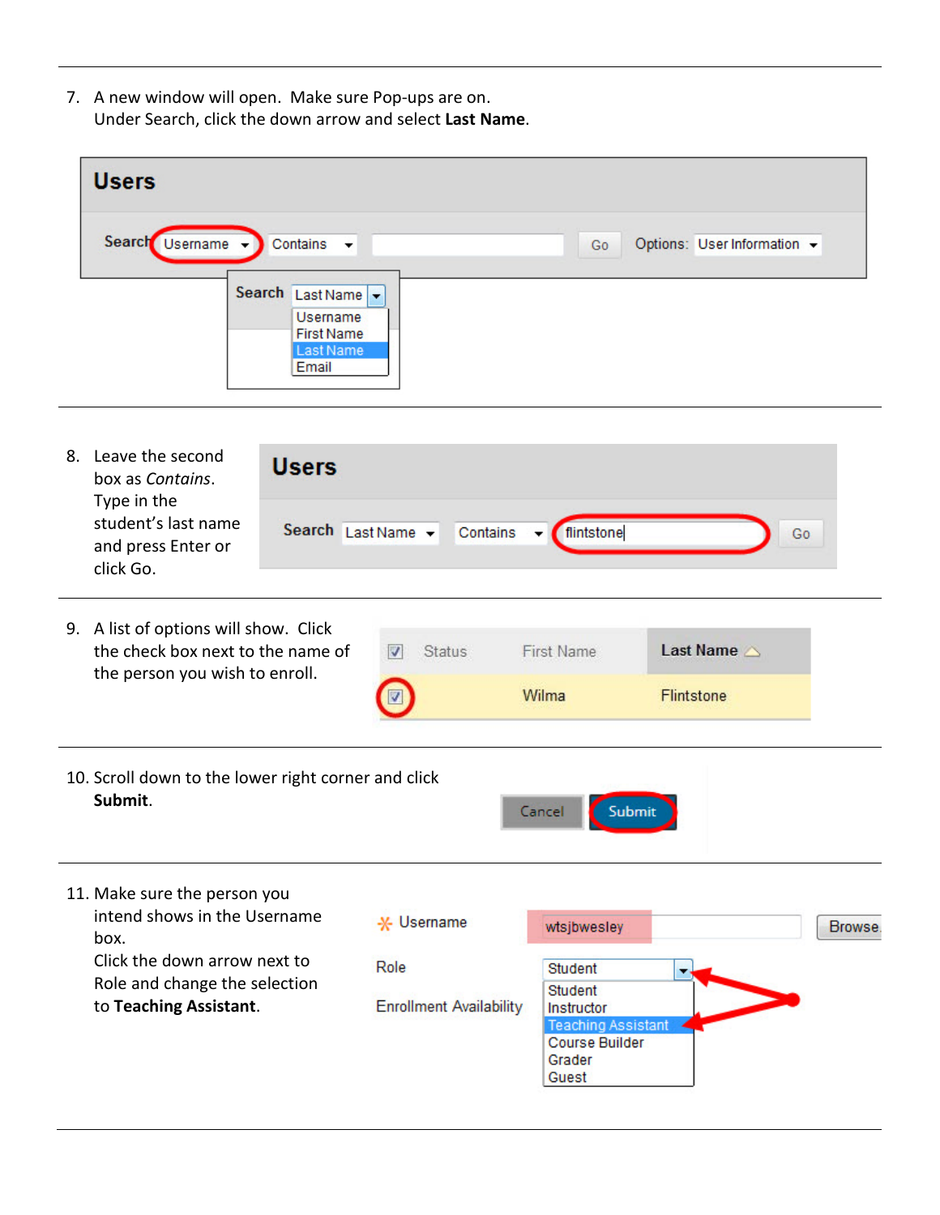7. A new window will open. Make sure Pop-ups are on.
   Under Search, click the down arrow and select **Last Name**.

8. Leave the second box as *Contains*. Type in the student's last name and press Enter or click Go.

9. A list of options will show. Click the check box next to the name of the person you wish to enroll.

10. Scroll down to the lower right corner and click **Submit**.

11. Make sure the person you intend shows in the Username box.
    Click the down arrow next to Role and change the selection to **Teaching Assistant**.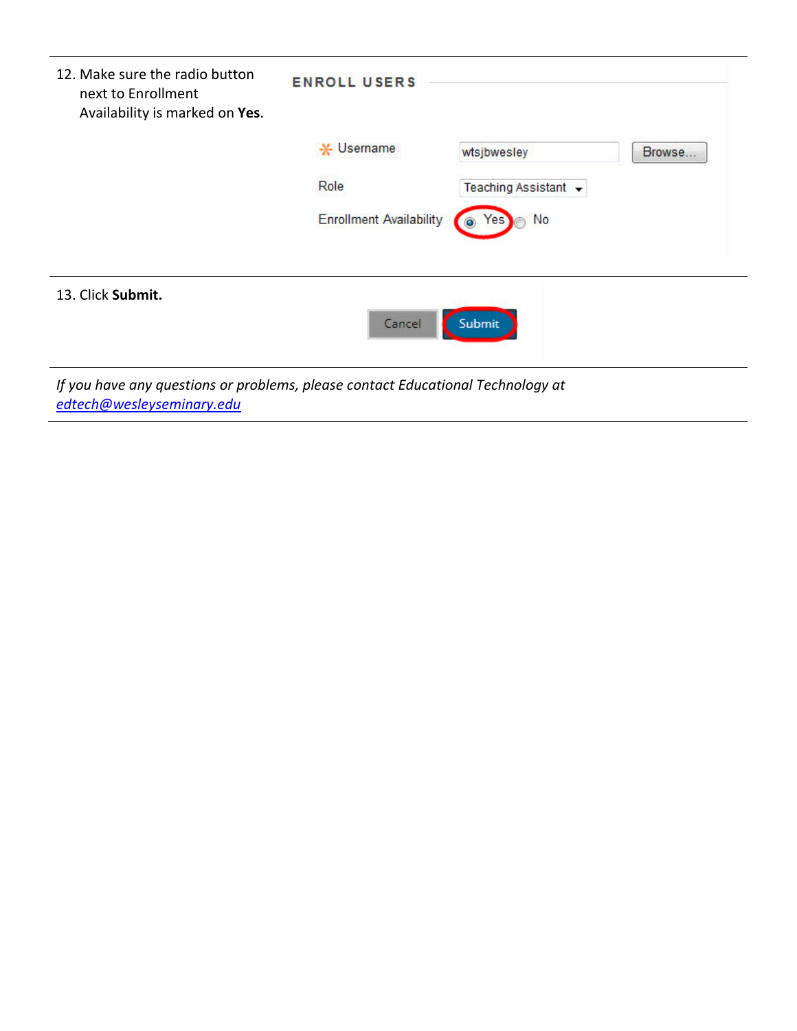12. Make sure the radio button next to Enrollment Availability is marked on **Yes**.

ENROLL USERS

Username: wtsjbwesley

Role: Teaching Assistant

Enrollment Availability: Yes / No

13. Click **Submit.**

Cancel Submit

*If you have any questions or problems, please contact Educational Technology at [edtech@wesleyseminary.edu](mailto:edtech@wesleyseminary.edu)*